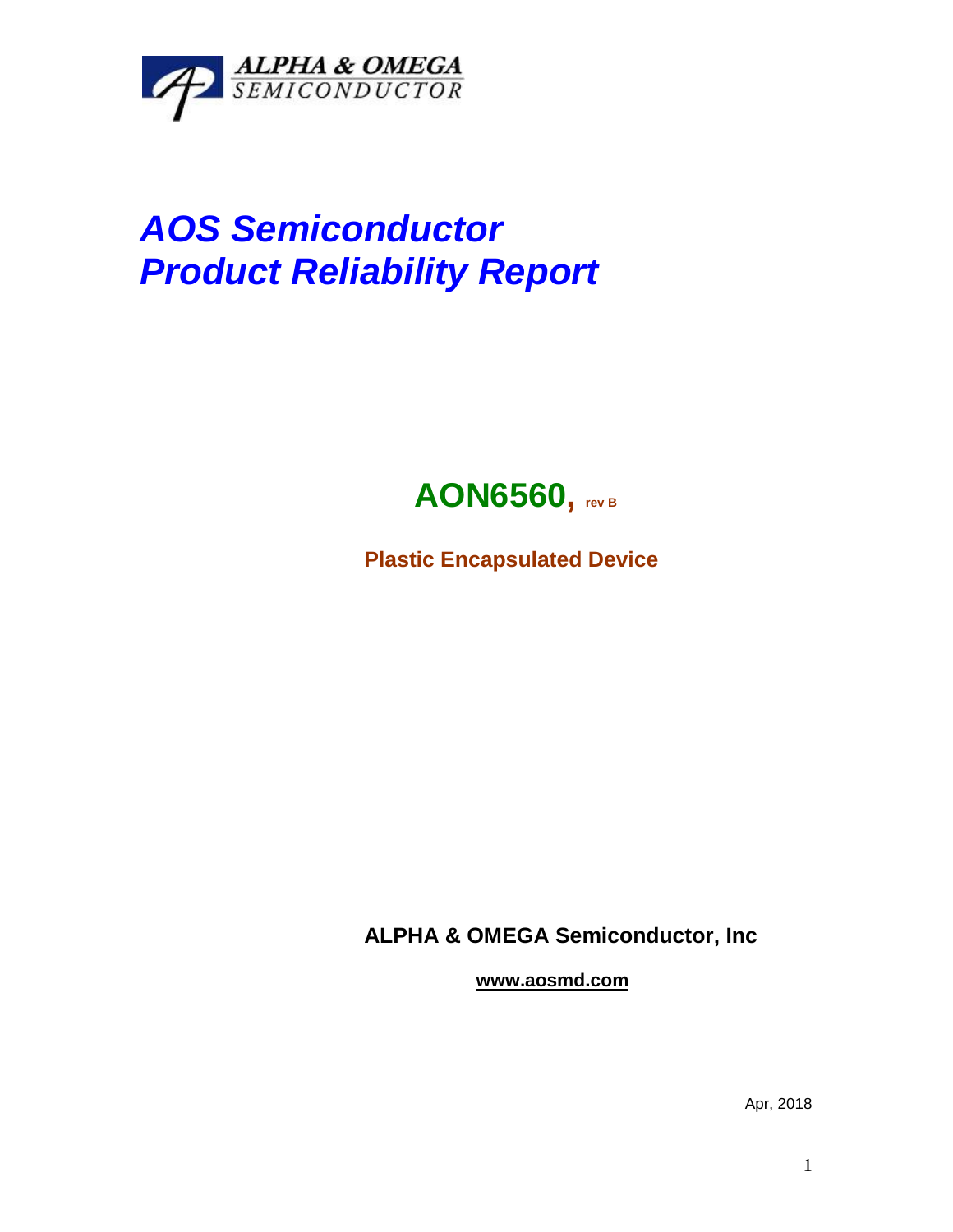ALPHA & OMEGA
SEMICONDUCTOR

# *AOS Semiconductor*
# *Product Reliability Report*

## AON6560, rev B

**Plastic Encapsulated Device**

**ALPHA & OMEGA Semiconductor, Inc**

**www.aosmd.com**

Apr, 2018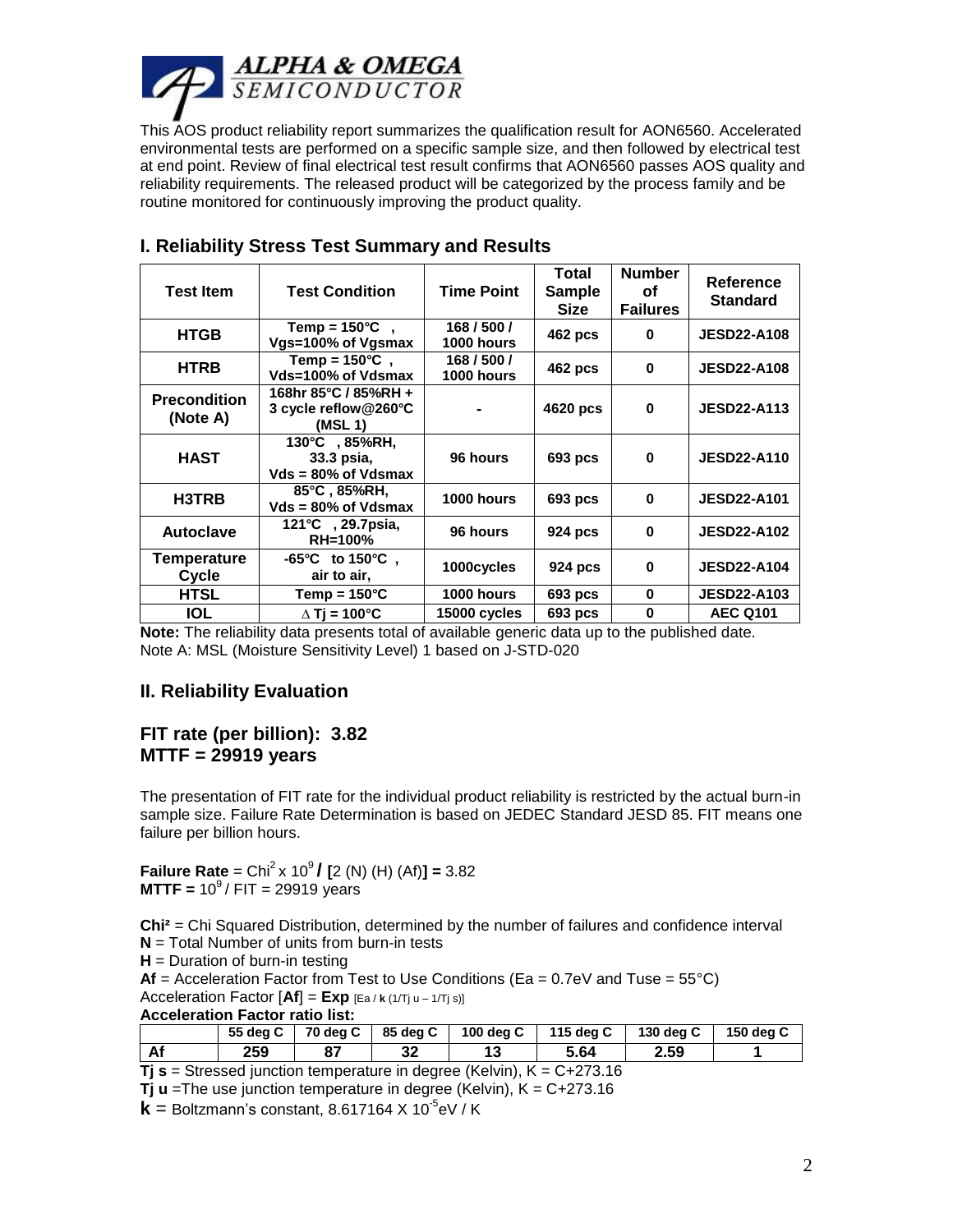**ALPHA & OMEGA SEMICONDUCTOR**

This AOS product reliability report summarizes the qualification result for AON6560. Accelerated environmental tests are performed on a specific sample size, and then followed by electrical test at end point. Review of final electrical test result confirms that AON6560 passes AOS quality and reliability requirements. The released product will be categorized by the process family and be routine monitored for continuously improving the product quality.

## I. Reliability Stress Test Summary and Results

| Test Item | Test Condition | Time Point | Total Sample Size | Number of Failures | Reference Standard |
|---|---|---|---|---|---|
| HTGB | Temp = 150°C , Vgs=100% of Vgsmax | 168 / 500 / 1000 hours | 462 pcs | 0 | JESD22-A108 |
| HTRB | Temp = 150°C , Vds=100% of Vdsmax | 168 / 500 / 1000 hours | 462 pcs | 0 | JESD22-A108 |
| Precondition (Note A) | 168hr 85°C / 85%RH + 3 cycle reflow@260°C (MSL 1) | - | 4620 pcs | 0 | JESD22-A113 |
| HAST | 130°C , 85%RH, 33.3 psia, Vds = 80% of Vdsmax | 96 hours | 693 pcs | 0 | JESD22-A110 |
| H3TRB | 85°C , 85%RH, Vds = 80% of Vdsmax | 1000 hours | 693 pcs | 0 | JESD22-A101 |
| Autoclave | 121°C , 29.7psia, RH=100% | 96 hours | 924 pcs | 0 | JESD22-A102 |
| Temperature Cycle | -65°C to 150°C , air to air, | 1000cycles | 924 pcs | 0 | JESD22-A104 |
| HTSL | Temp = 150°C | 1000 hours | 693 pcs | 0 | JESD22-A103 |
| IOL | $\Delta$ Tj = 100°C | 15000 cycles | 693 pcs | 0 | AEC Q101 |

**Note:** The reliability data presents total of available generic data up to the published date.
Note A: MSL (Moisture Sensitivity Level) 1 based on J-STD-020

## II. Reliability Evaluation

### FIT rate (per billion): 3.82
### MTTF = 29919 years

The presentation of FIT rate for the individual product reliability is restricted by the actual burn-in sample size. Failure Rate Determination is based on JEDEC Standard JESD 85. FIT means one failure per billion hours.

**Failure Rate** = $Chi^2 \times 10^9$ **/ [**2 (N) (H) (Af)**] =** 3.82
**MTTF =** $10^9$ / FIT = 29919 years

**Chi²** = Chi Squared Distribution, determined by the number of failures and confidence interval
**N** = Total Number of units from burn-in tests
**H** = Duration of burn-in testing
**Af** = Acceleration Factor from Test to Use Conditions (Ea = 0.7eV and Tuse = 55°C)
Acceleration Factor [**Af**] = **Exp** [Ea / **k** (1/Tj u – 1/Tj s)]

**Acceleration Factor ratio list:**

| | 55 deg C | 70 deg C | 85 deg C | 100 deg C | 115 deg C | 130 deg C | 150 deg C |
|---|---|---|---|---|---|---|---|
| Af | 259 | 87 | 32 | 13 | 5.64 | 2.59 | 1 |

**Tj s** = Stressed junction temperature in degree (Kelvin), K = C+273.16
**Tj u** =The use junction temperature in degree (Kelvin), K = C+273.16
**k** = Boltzmann's constant, 8.617164 X $10^{-5}$eV / K